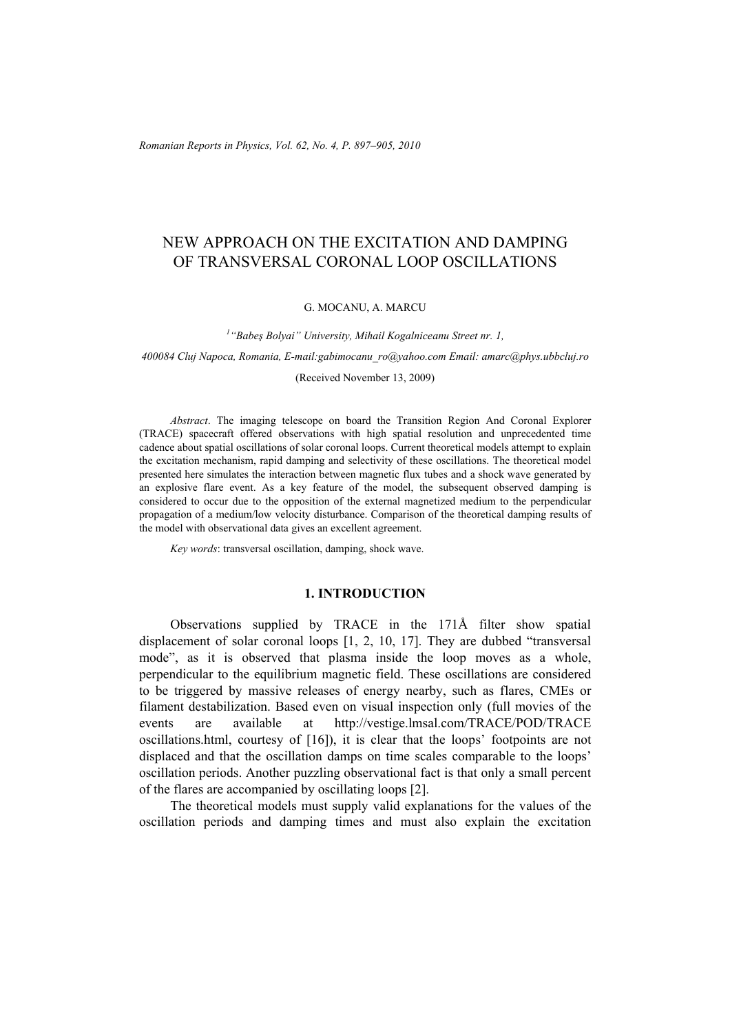# NEW APPROACH ON THE EXCITATION AND DAMPING OF TRANSVERSAL CORONAL LOOP OSCILLATIONS

G. MOCANU, A. MARCU

[1] "Babeş Bolyai" University, Mihail Kogalniceanu Street nr. 1,

400084 Cluj Napoca, Romania, E-mail:gabimocanu_ro@yahoo.com Email: amarc@phys.ubbcluj.ro

(Received November 13, 2009)

*Abstract*. The imaging telescope on board the Transition Region And Coronal Explorer (TRACE) spacecraft offered observations with high spatial resolution and unprecedented time cadence about spatial oscillations of solar coronal loops. Current theoretical models attempt to explain the excitation mechanism, rapid damping and selectivity of these oscillations. The theoretical model presented here simulates the interaction between magnetic flux tubes and a shock wave generated by an explosive flare event. As a key feature of the model, the subsequent observed damping is considered to occur due to the opposition of the external magnetized medium to the perpendicular propagation of a medium/low velocity disturbance. Comparison of the theoretical damping results of the model with observational data gives an excellent agreement.

*Key words*: transversal oscillation, damping, shock wave.

## 1. INTRODUCTION

Observations supplied by TRACE in the 171Å filter show spatial displacement of solar coronal loops [1, 2, 10, 17]. They are dubbed "transversal mode", as it is observed that plasma inside the loop moves as a whole, perpendicular to the equilibrium magnetic field. These oscillations are considered to be triggered by massive releases of energy nearby, such as flares, CMEs or filament destabilization. Based even on visual inspection only (full movies of the events are available at http://vestige.lmsal.com/TRACE/POD/TRACE oscillations.html, courtesy of [16]), it is clear that the loops' footpoints are not displaced and that the oscillation damps on time scales comparable to the loops' oscillation periods. Another puzzling observational fact is that only a small percent of the flares are accompanied by oscillating loops [2].

The theoretical models must supply valid explanations for the values of the oscillation periods and damping times and must also explain the excitation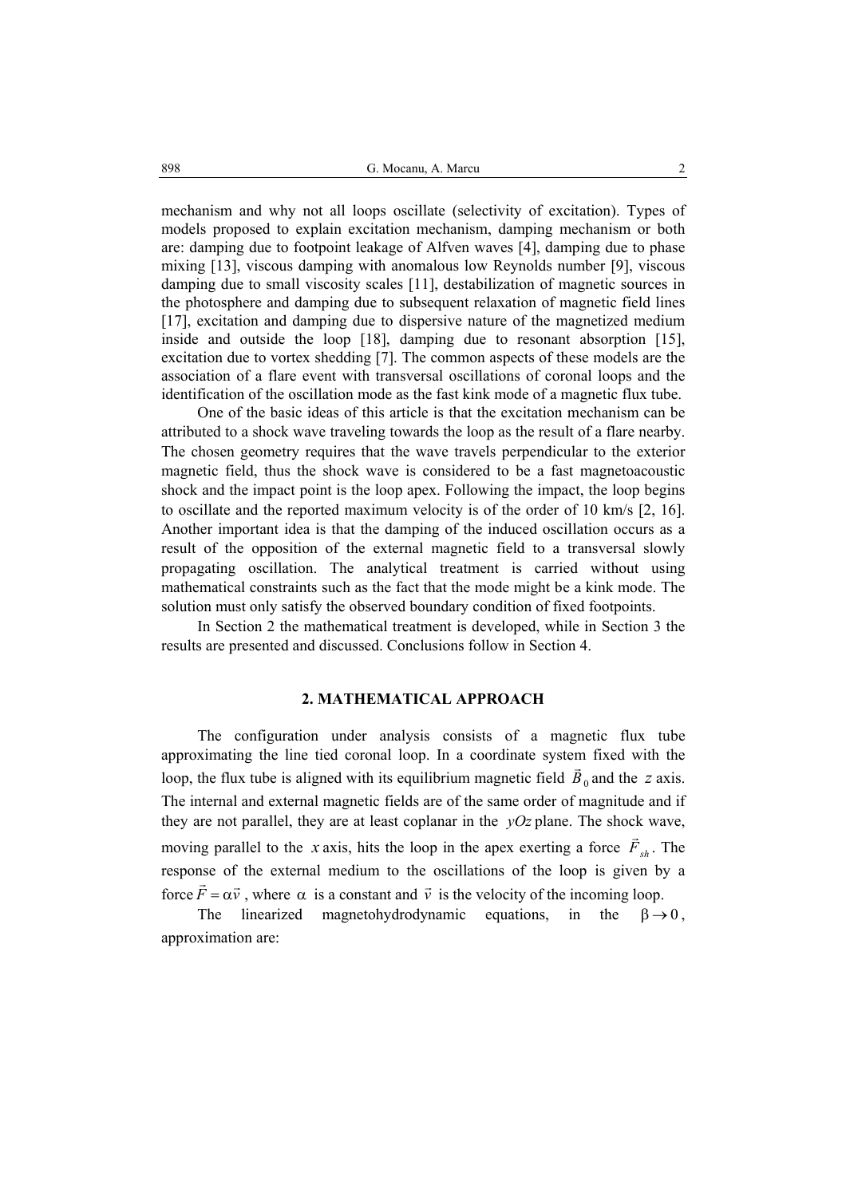mechanism and why not all loops oscillate (selectivity of excitation). Types of models proposed to explain excitation mechanism, damping mechanism or both are: damping due to footpoint leakage of Alfven waves [4], damping due to phase mixing [13], viscous damping with anomalous low Reynolds number [9], viscous damping due to small viscosity scales [11], destabilization of magnetic sources in the photosphere and damping due to subsequent relaxation of magnetic field lines [17], excitation and damping due to dispersive nature of the magnetized medium inside and outside the loop [18], damping due to resonant absorption [15], excitation due to vortex shedding [7]. The common aspects of these models are the association of a flare event with transversal oscillations of coronal loops and the identification of the oscillation mode as the fast kink mode of a magnetic flux tube.

One of the basic ideas of this article is that the excitation mechanism can be attributed to a shock wave traveling towards the loop as the result of a flare nearby. The chosen geometry requires that the wave travels perpendicular to the exterior magnetic field, thus the shock wave is considered to be a fast magnetoacoustic shock and the impact point is the loop apex. Following the impact, the loop begins to oscillate and the reported maximum velocity is of the order of 10 km/s [2, 16]. Another important idea is that the damping of the induced oscillation occurs as a result of the opposition of the external magnetic field to a transversal slowly propagating oscillation. The analytical treatment is carried without using mathematical constraints such as the fact that the mode might be a kink mode. The solution must only satisfy the observed boundary condition of fixed footpoints.

In Section 2 the mathematical treatment is developed, while in Section 3 the results are presented and discussed. Conclusions follow in Section 4.

## 2. MATHEMATICAL APPROACH

The configuration under analysis consists of a magnetic flux tube approximating the line tied coronal loop. In a coordinate system fixed with the loop, the flux tube is aligned with its equilibrium magnetic field $\vec{B}_0$ and the $z$ axis. The internal and external magnetic fields are of the same order of magnitude and if they are not parallel, they are at least coplanar in the $yOz$ plane. The shock wave, moving parallel to the $x$ axis, hits the loop in the apex exerting a force $\vec{F}_{sh}$. The response of the external medium to the oscillations of the loop is given by a force $\vec{F} = \alpha\vec{v}$, where $\alpha$ is a constant and $\vec{v}$ is the velocity of the incoming loop.

The linearized magnetohydrodynamic equations, in the $\beta \to 0$, approximation are: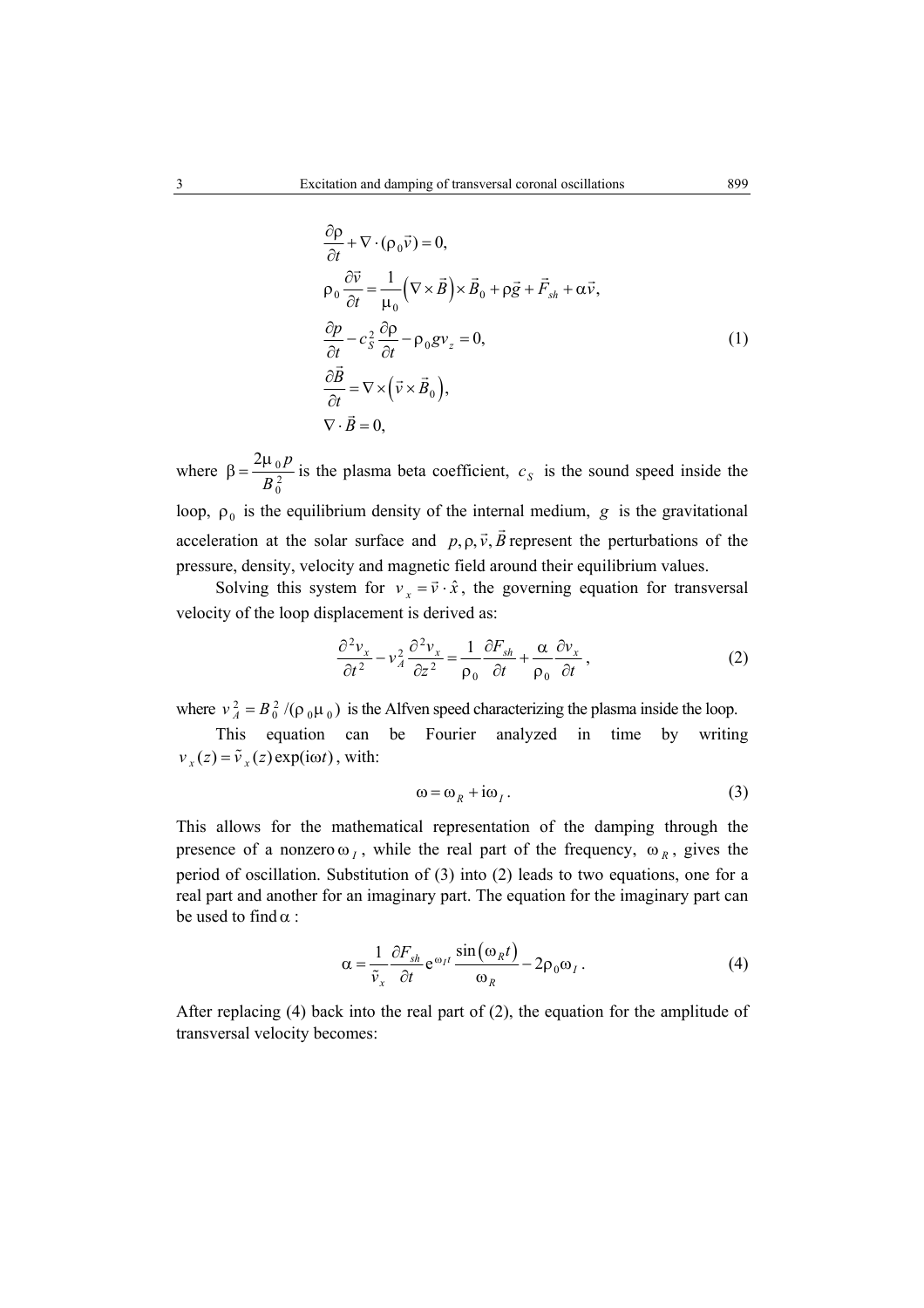$$
\begin{aligned}
&\frac{\partial \rho}{\partial t} + \nabla \cdot (\rho_0 \vec{v}) = 0, \\
&\rho_0 \frac{\partial \vec{v}}{\partial t} = \frac{1}{\mu_0}\left(\nabla \times \vec{B}\right) \times \vec{B}_0 + \rho \vec{g} + \vec{F}_{sh} + \alpha \vec{v}, \\
&\frac{\partial p}{\partial t} - c_S^2 \frac{\partial \rho}{\partial t} - \rho_0 g v_z = 0, \\
&\frac{\partial \vec{B}}{\partial t} = \nabla \times \left(\vec{v} \times \vec{B}_0\right), \\
&\nabla \cdot \vec{B} = 0,
\end{aligned}
\tag{1}
$$

where $\beta = \frac{2\mu_0 p}{B_0^2}$ is the plasma beta coefficient, $c_S$ is the sound speed inside the loop, $\rho_0$ is the equilibrium density of the internal medium, $g$ is the gravitational acceleration at the solar surface and $p, \rho, \vec{v}, \vec{B}$ represent the perturbations of the pressure, density, velocity and magnetic field around their equilibrium values.

Solving this system for $v_x = \vec{v} \cdot \hat{x}$, the governing equation for transversal velocity of the loop displacement is derived as:

$$
\frac{\partial^2 v_x}{\partial t^2} - v_A^2 \frac{\partial^2 v_x}{\partial z^2} = \frac{1}{\rho_0} \frac{\partial F_{sh}}{\partial t} + \frac{\alpha}{\rho_0} \frac{\partial v_x}{\partial t}, \tag{2}
$$

where $v_A^2 = B_0^2 / (\rho_0 \mu_0)$ is the Alfven speed characterizing the plasma inside the loop.

This equation can be Fourier analyzed in time by writing $v_x(z) = \tilde{v}_x(z) \exp(\mathrm{i}\omega t)$, with:

$$
\omega = \omega_R + \mathrm{i}\omega_I . \tag{3}
$$

This allows for the mathematical representation of the damping through the presence of a nonzero $\omega_I$, while the real part of the frequency, $\omega_R$, gives the period of oscillation. Substitution of (3) into (2) leads to two equations, one for a real part and another for an imaginary part. The equation for the imaginary part can be used to find $\alpha$:

$$
\alpha = \frac{1}{\tilde{v}_x} \frac{\partial F_{sh}}{\partial t} \mathrm{e}^{\omega_I t} \frac{\sin\left(\omega_R t\right)}{\omega_R} - 2\rho_0 \omega_I . \tag{4}
$$

After replacing (4) back into the real part of (2), the equation for the amplitude of transversal velocity becomes: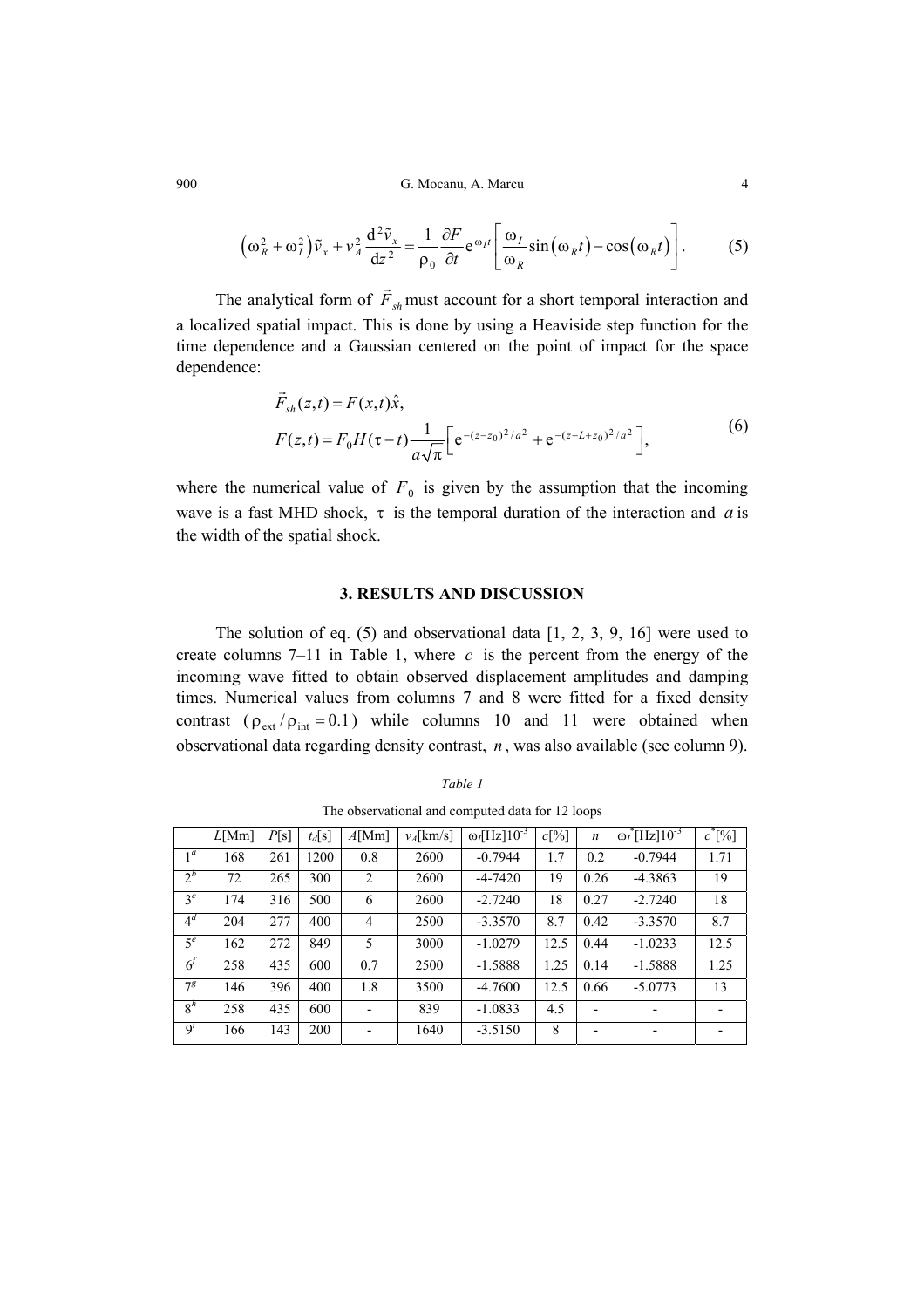$$\left(\omega_R^2+\omega_I^2\right)\tilde{v}_x+v_A^2\frac{\mathrm{d}^2\tilde{v}_x}{\mathrm{d}z^2}=\frac{1}{\rho_0}\frac{\partial F}{\partial t}\mathrm{e}^{\omega_I t}\left[\frac{\omega_I}{\omega_R}\sin\left(\omega_R t\right)-\cos\left(\omega_R t\right)\right]. \tag{5}$$

The analytical form of $\vec{F}_{sh}$ must account for a short temporal interaction and a localized spatial impact. This is done by using a Heaviside step function for the time dependence and a Gaussian centered on the point of impact for the space dependence:

$$\begin{aligned}&\vec{F}_{sh}(z,t)=F(x,t)\hat{x},\\&F(z,t)=F_0H(\tau-t)\frac{1}{a\sqrt{\pi}}\left[\mathrm{e}^{-(z-z_0)^2/a^2}+\mathrm{e}^{-(z-L+z_0)^2/a^2}\right],\end{aligned} \tag{6}$$

where the numerical value of $F_0$ is given by the assumption that the incoming wave is a fast MHD shock, $\tau$ is the temporal duration of the interaction and $a$ is the width of the spatial shock.

## 3. RESULTS AND DISCUSSION

The solution of eq. (5) and observational data [1, 2, 3, 9, 16] were used to create columns 7–11 in Table 1, where $c$ is the percent from the energy of the incoming wave fitted to obtain observed displacement amplitudes and damping times. Numerical values from columns 7 and 8 were fitted for a fixed density contrast ($\rho_{\text{ext}}/\rho_{\text{int}}=0.1$) while columns 10 and 11 were obtained when observational data regarding density contrast, $n$, was also available (see column 9).

*Table 1*

The observational and computed data for 12 loops

| | $L$[Mm] | $P$[s] | $t_d$[s] | $A$[Mm] | $v_A$[km/s] | $\omega_I$[Hz]$10^{-3}$ | $c$[%] | $n$ | $\omega_I^*$[Hz]$10^{-3}$ | $c^*$[%] |
|---|---|---|---|---|---|---|---|---|---|---|
| 1[a] | 168 | 261 | 1200 | 0.8 | 2600 | -0.7944 | 1.7 | 0.2 | -0.7944 | 1.71 |
| 2[b] | 72 | 265 | 300 | 2 | 2600 | -4-7420 | 19 | 0.26 | -4.3863 | 19 |
| 3[c] | 174 | 316 | 500 | 6 | 2600 | -2.7240 | 18 | 0.27 | -2.7240 | 18 |
| 4[d] | 204 | 277 | 400 | 4 | 2500 | -3.3570 | 8.7 | 0.42 | -3.3570 | 8.7 |
| 5[e] | 162 | 272 | 849 | 5 | 3000 | -1.0279 | 12.5 | 0.44 | -1.0233 | 12.5 |
| 6[f] | 258 | 435 | 600 | 0.7 | 2500 | -1.5888 | 1.25 | 0.14 | -1.5888 | 1.25 |
| 7[g] | 146 | 396 | 400 | 1.8 | 3500 | -4.7600 | 12.5 | 0.66 | -5.0773 | 13 |
| 8[h] | 258 | 435 | 600 | - | 839 | -1.0833 | 4.5 | - | - | - |
| 9[i] | 166 | 143 | 200 | - | 1640 | -3.5150 | 8 | - | - | - |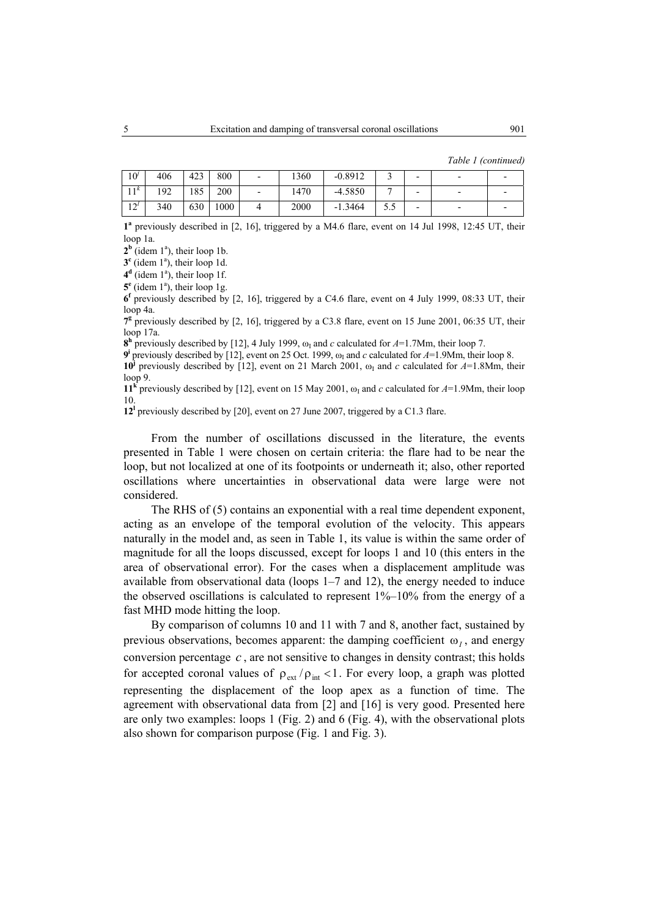*Table 1 (continued)*

| | | | | | | | | | | |
|---|---|---|---|---|---|---|---|---|---|---|
| 10[j] | 406 | 423 | 800 | - | 1360 | -0.8912 | 3 | - | - | - |
| 11[k] | 192 | 185 | 200 | - | 1470 | -4.5850 | 7 | - | - | - |
| 12[l] | 340 | 630 | 1000 | 4 | 2000 | -1.3464 | 5.5 | - | - | - |

**1**[a] previously described in [2, 16], triggered by a M4.6 flare, event on 14 Jul 1998, 12:45 UT, their loop 1a.

**2**[b] (idem 1[a]), their loop 1b.

**3**[c] (idem 1[a]), their loop 1d.

**4**[d] (idem 1[a]), their loop 1f.

**5**[e] (idem 1[a]), their loop 1g.

**6**[f] previously described by [2, 16], triggered by a C4.6 flare, event on 4 July 1999, 08:33 UT, their loop 4a.

**7**[g] previously described by [2, 16], triggered by a C3.8 flare, event on 15 June 2001, 06:35 UT, their loop 17a.

**8**[h] previously described by [12], 4 July 1999, $\omega_I$ and $c$ calculated for $A$=1.7Mm, their loop 7.

**9**[i] previously described by [12], event on 25 Oct. 1999, $\omega_I$ and $c$ calculated for $A$=1.9Mm, their loop 8.

**10**[j] previously described by [12], event on 21 March 2001, $\omega_I$ and $c$ calculated for $A$=1.8Mm, their loop 9.

**11**[k] previously described by [12], event on 15 May 2001, $\omega_I$ and $c$ calculated for $A$=1.9Mm, their loop 10.

**12**[l] previously described by [20], event on 27 June 2007, triggered by a C1.3 flare.

From the number of oscillations discussed in the literature, the events presented in Table 1 were chosen on certain criteria: the flare had to be near the loop, but not localized at one of its footpoints or underneath it; also, other reported oscillations where uncertainties in observational data were large were not considered.

The RHS of (5) contains an exponential with a real time dependent exponent, acting as an envelope of the temporal evolution of the velocity. This appears naturally in the model and, as seen in Table 1, its value is within the same order of magnitude for all the loops discussed, except for loops 1 and 10 (this enters in the area of observational error). For the cases when a displacement amplitude was available from observational data (loops 1–7 and 12), the energy needed to induce the observed oscillations is calculated to represent 1%–10% from the energy of a fast MHD mode hitting the loop.

By comparison of columns 10 and 11 with 7 and 8, another fact, sustained by previous observations, becomes apparent: the damping coefficient $\omega_I$, and energy conversion percentage $c$, are not sensitive to changes in density contrast; this holds for accepted coronal values of $\rho_{\text{ext}}/\rho_{\text{int}} < 1$. For every loop, a graph was plotted representing the displacement of the loop apex as a function of time. The agreement with observational data from [2] and [16] is very good. Presented here are only two examples: loops 1 (Fig. 2) and 6 (Fig. 4), with the observational plots also shown for comparison purpose (Fig. 1 and Fig. 3).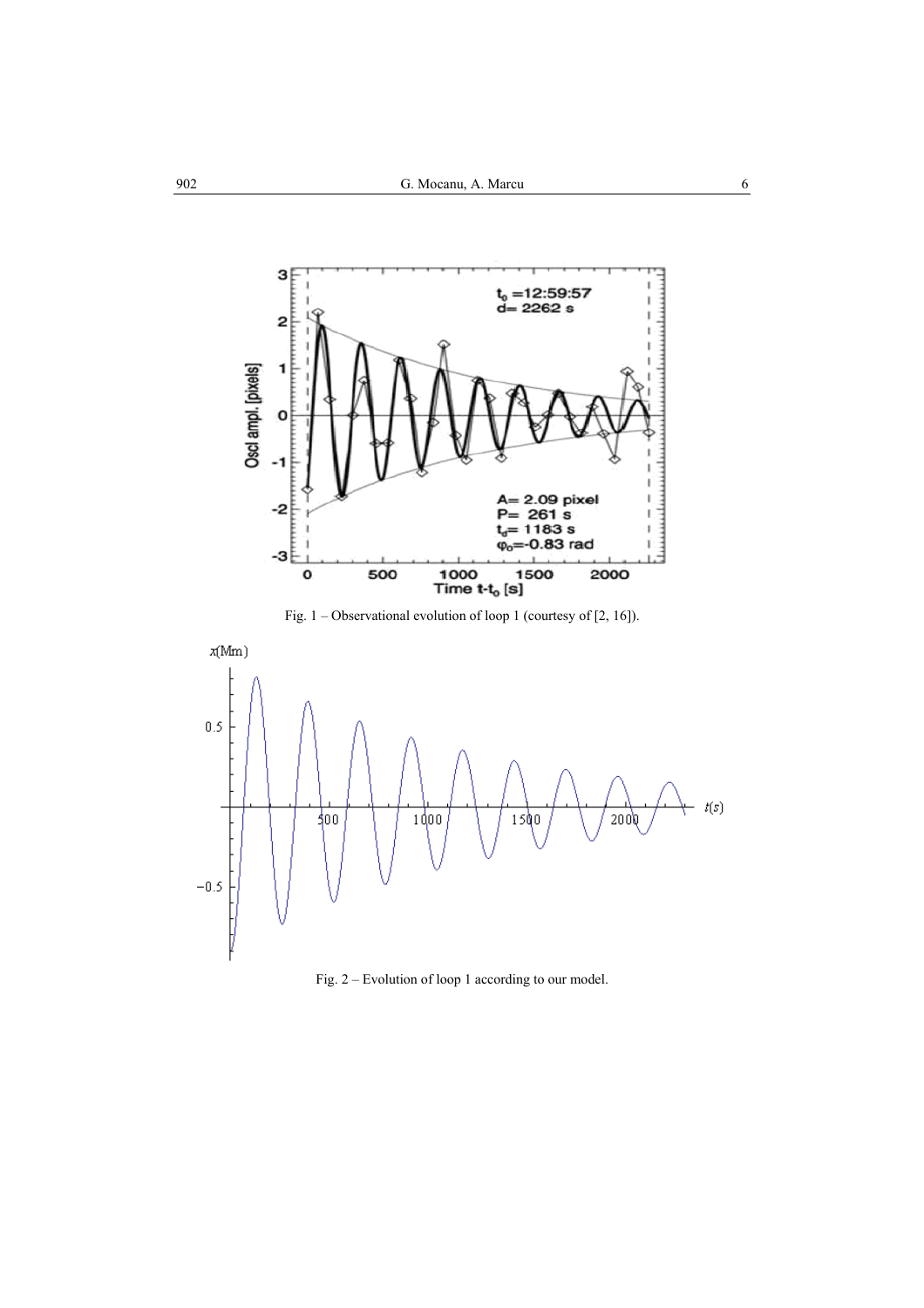Fig. 1 – Observational evolution of loop 1 (courtesy of [2, 16]).

Fig. 2 – Evolution of loop 1 according to our model.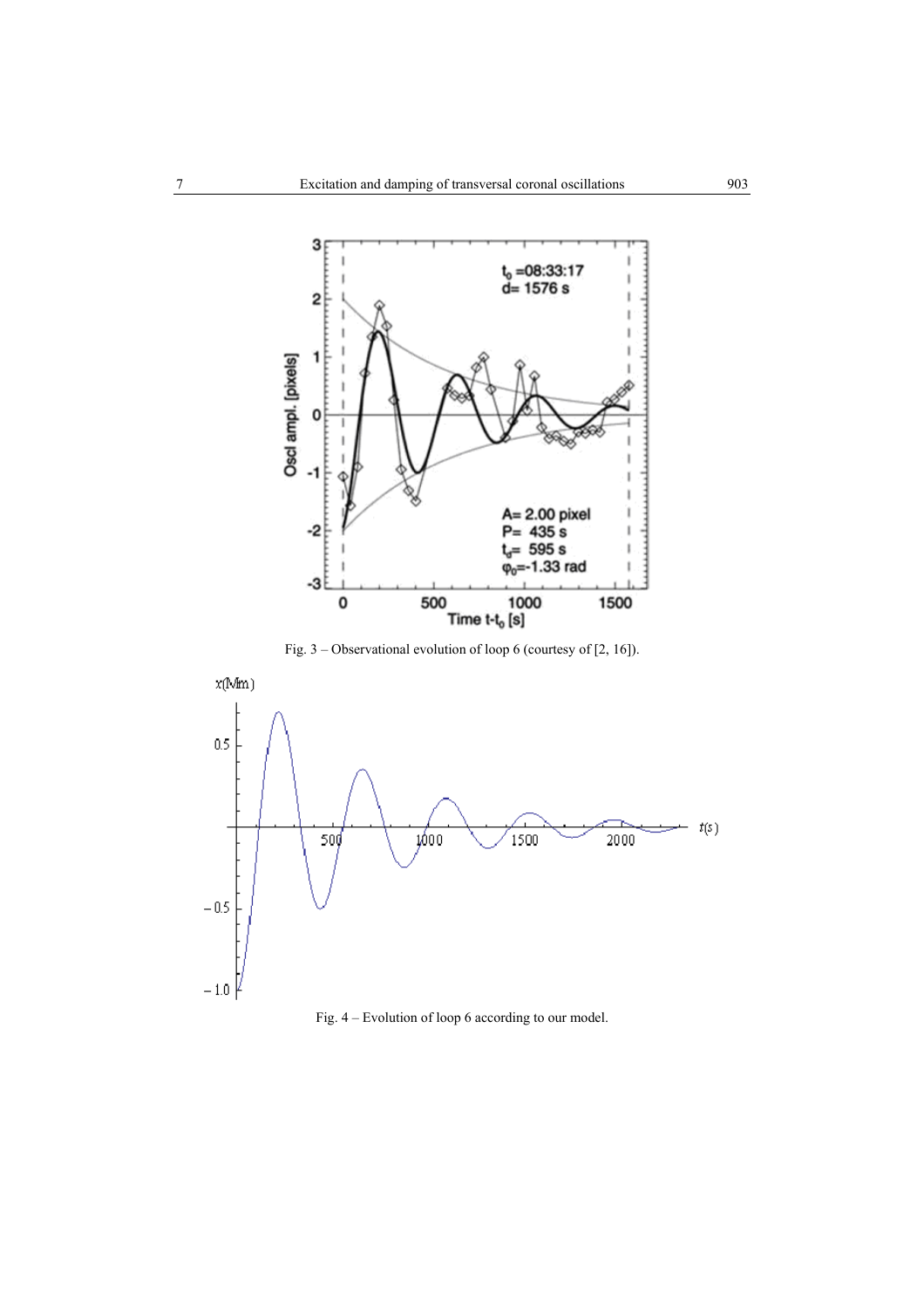Fig. 3 – Observational evolution of loop 6 (courtesy of [2, 16]).

Fig. 4 – Evolution of loop 6 according to our model.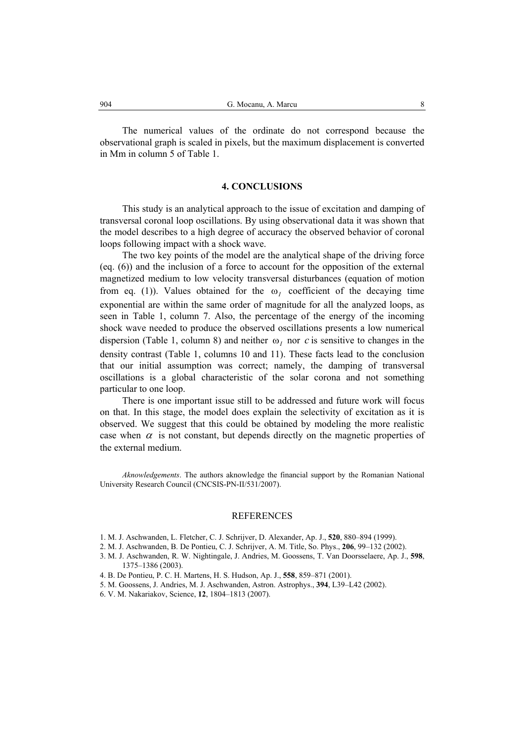The numerical values of the ordinate do not correspond because the observational graph is scaled in pixels, but the maximum displacement is converted in Mm in column 5 of Table 1.

## 4. CONCLUSIONS

This study is an analytical approach to the issue of excitation and damping of transversal coronal loop oscillations. By using observational data it was shown that the model describes to a high degree of accuracy the observed behavior of coronal loops following impact with a shock wave.

The two key points of the model are the analytical shape of the driving force (eq. (6)) and the inclusion of a force to account for the opposition of the external magnetized medium to low velocity transversal disturbances (equation of motion from eq. (1)). Values obtained for the $\omega_I$ coefficient of the decaying time exponential are within the same order of magnitude for all the analyzed loops, as seen in Table 1, column 7. Also, the percentage of the energy of the incoming shock wave needed to produce the observed oscillations presents a low numerical dispersion (Table 1, column 8) and neither $\omega_I$ nor $c$ is sensitive to changes in the density contrast (Table 1, columns 10 and 11). These facts lead to the conclusion that our initial assumption was correct; namely, the damping of transversal oscillations is a global characteristic of the solar corona and not something particular to one loop.

There is one important issue still to be addressed and future work will focus on that. In this stage, the model does explain the selectivity of excitation as it is observed. We suggest that this could be obtained by modeling the more realistic case when $\alpha$ is not constant, but depends directly on the magnetic properties of the external medium.

*Aknowledgements*. The authors aknowledge the financial support by the Romanian National University Research Council (CNCSIS-PN-II/531/2007).

## REFERENCES

1. M. J. Aschwanden, L. Fletcher, C. J. Schrijver, D. Alexander, Ap. J., **520**, 880–894 (1999).
2. M. J. Aschwanden, B. De Pontieu, C. J. Schrijver, A. M. Title, So. Phys., **206**, 99–132 (2002).
3. M. J. Aschwanden, R. W. Nightingale, J. Andries, M. Goossens, T. Van Doorsselaere, Ap. J., **598**, 1375–1386 (2003).
4. B. De Pontieu, P. C. H. Martens, H. S. Hudson, Ap. J., **558**, 859–871 (2001).
5. M. Goossens, J. Andries, M. J. Aschwanden, Astron. Astrophys., **394**, L39–L42 (2002).
6. V. M. Nakariakov, Science, **12**, 1804–1813 (2007).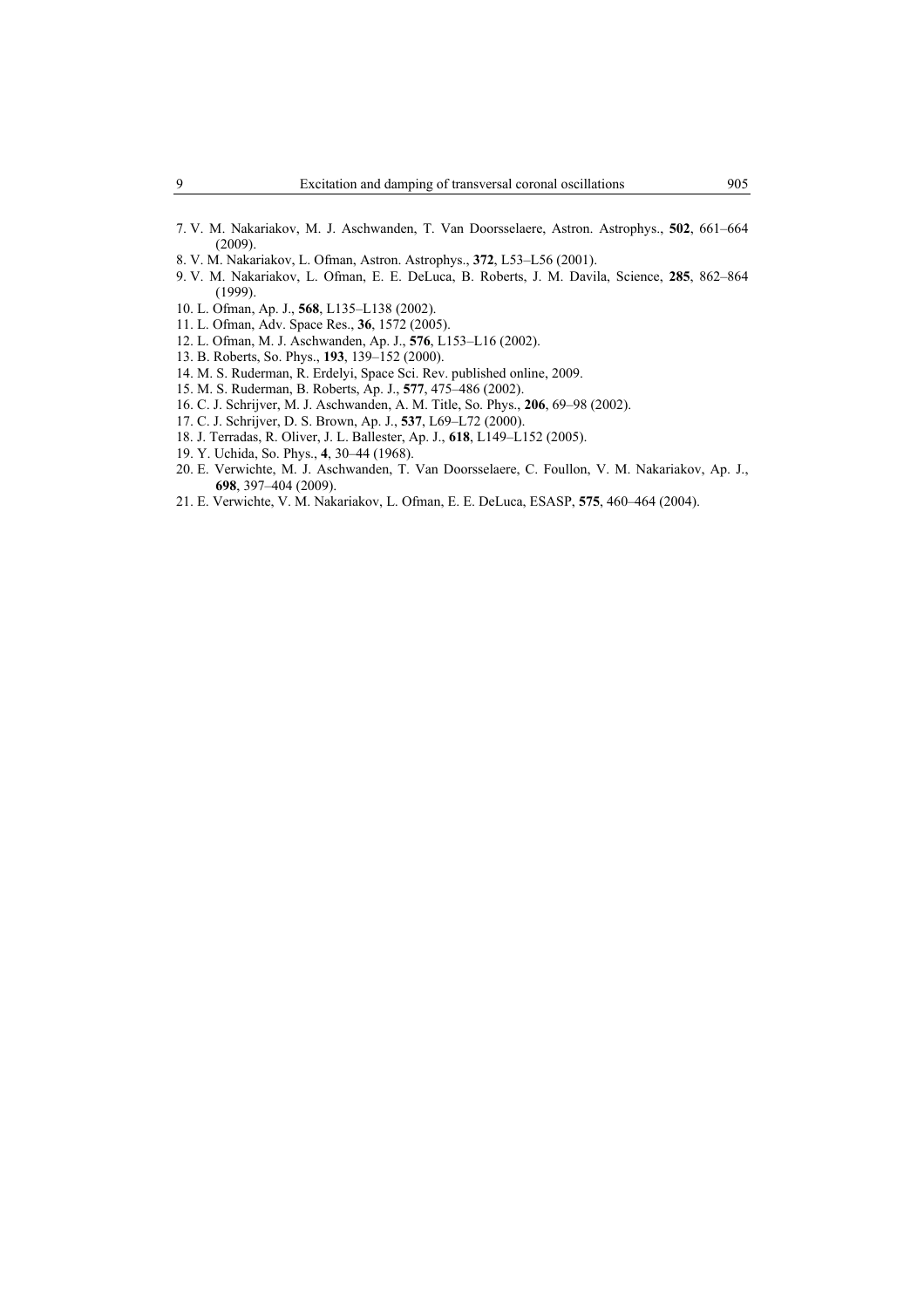7. V. M. Nakariakov, M. J. Aschwanden, T. Van Doorsselaere, Astron. Astrophys., **502**, 661–664 (2009).
8. V. M. Nakariakov, L. Ofman, Astron. Astrophys., **372**, L53–L56 (2001).
9. V. M. Nakariakov, L. Ofman, E. E. DeLuca, B. Roberts, J. M. Davila, Science, **285**, 862–864 (1999).
10. L. Ofman, Ap. J., **568**, L135–L138 (2002).
11. L. Ofman, Adv. Space Res., **36**, 1572 (2005).
12. L. Ofman, M. J. Aschwanden, Ap. J., **576**, L153–L16 (2002).
13. B. Roberts, So. Phys., **193**, 139–152 (2000).
14. M. S. Ruderman, R. Erdelyi, Space Sci. Rev. published online, 2009.
15. M. S. Ruderman, B. Roberts, Ap. J., **577**, 475–486 (2002).
16. C. J. Schrijver, M. J. Aschwanden, A. M. Title, So. Phys., **206**, 69–98 (2002).
17. C. J. Schrijver, D. S. Brown, Ap. J., **537**, L69–L72 (2000).
18. J. Terradas, R. Oliver, J. L. Ballester, Ap. J., **618**, L149–L152 (2005).
19. Y. Uchida, So. Phys., **4**, 30–44 (1968).
20. E. Verwichte, M. J. Aschwanden, T. Van Doorsselaere, C. Foullon, V. M. Nakariakov, Ap. J., **698**, 397–404 (2009).
21. E. Verwichte, V. M. Nakariakov, L. Ofman, E. E. DeLuca, ESASP, **575**, 460–464 (2004).